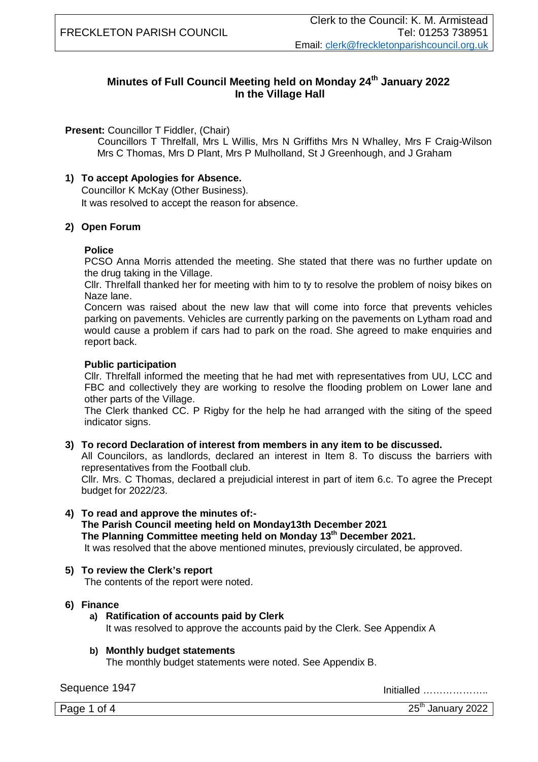FRECKLETON PARISH COUNCIL

Clerk to the Council: K. M. Armistead
Tel: 01253 738951
Email: clerk@freckletonparishcouncil.org.uk

# Minutes of Full Council Meeting held on Monday 24th January 2022 In the Village Hall

**Present:** Councillor T Fiddler, (Chair)
Councillors T Threlfall, Mrs L Willis, Mrs N Griffiths Mrs N Whalley, Mrs F Craig-Wilson Mrs C Thomas, Mrs D Plant, Mrs P Mulholland, St J Greenhough, and J Graham

**1) To accept Apologies for Absence.**
Councillor K McKay (Other Business).
It was resolved to accept the reason for absence.

**2) Open Forum**

**Police**
PCSO Anna Morris attended the meeting. She stated that there was no further update on the drug taking in the Village.
Cllr. Threlfall thanked her for meeting with him to ty to resolve the problem of noisy bikes on Naze lane.
Concern was raised about the new law that will come into force that prevents vehicles parking on pavements. Vehicles are currently parking on the pavements on Lytham road and would cause a problem if cars had to park on the road. She agreed to make enquiries and report back.

**Public participation**
Cllr. Threlfall informed the meeting that he had met with representatives from UU, LCC and FBC and collectively they are working to resolve the flooding problem on Lower lane and other parts of the Village.
The Clerk thanked CC. P Rigby for the help he had arranged with the siting of the speed indicator signs.

**3) To record Declaration of interest from members in any item to be discussed.**
All Councilors, as landlords, declared an interest in Item 8. To discuss the barriers with representatives from the Football club.
Cllr. Mrs. C Thomas, declared a prejudicial interest in part of item 6.c. To agree the Precept budget for 2022/23.

**4) To read and approve the minutes of:-**
**The Parish Council meeting held on Monday13th December 2021**
**The Planning Committee meeting held on Monday 13th December 2021.**
It was resolved that the above mentioned minutes, previously circulated, be approved.

**5) To review the Clerk's report**
The contents of the report were noted.

**6) Finance**

**a) Ratification of accounts paid by Clerk**
It was resolved to approve the accounts paid by the Clerk. See Appendix A

**b) Monthly budget statements**
The monthly budget statements were noted. See Appendix B.

Sequence 1947

Initialled ………………..

25th January 2022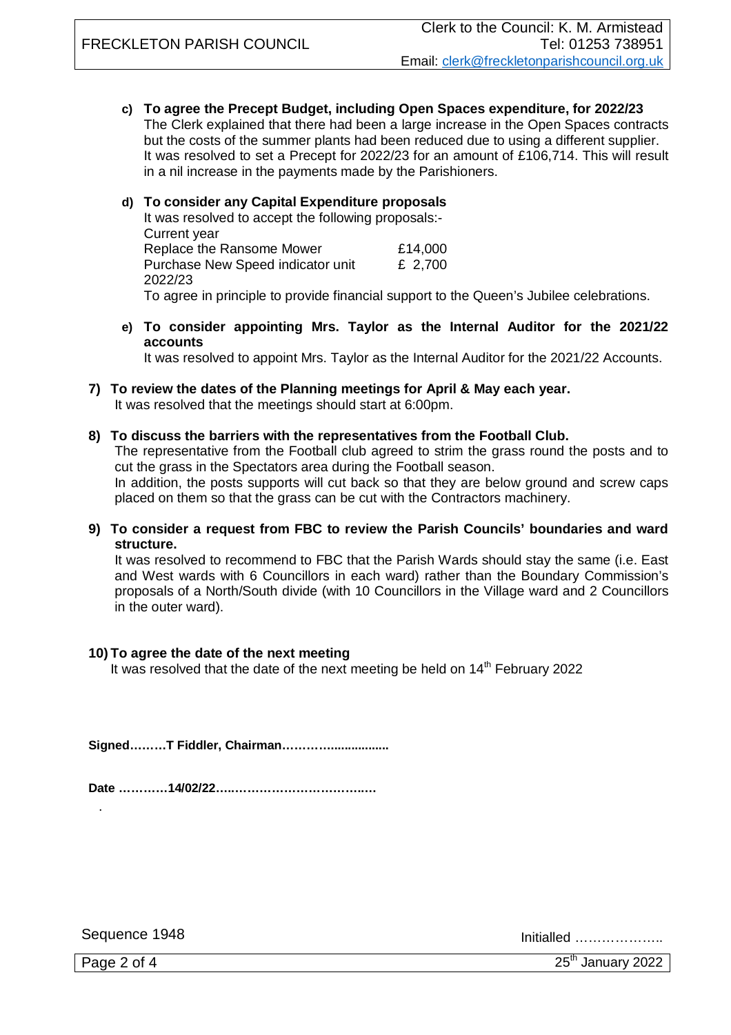c) **To agree the Precept Budget, including Open Spaces expenditure, for 2022/23**
   The Clerk explained that there had been a large increase in the Open Spaces contracts but the costs of the summer plants had been reduced due to using a different supplier. It was resolved to set a Precept for 2022/23 for an amount of £106,714. This will result in a nil increase in the payments made by the Parishioners.

d) **To consider any Capital Expenditure proposals**
   It was resolved to accept the following proposals:-
   Current year
   | | |
   |---|---|
   | Replace the Ransome Mower | £14,000 |
   | Purchase New Speed indicator unit | £ 2,700 |

   2022/23
   To agree in principle to provide financial support to the Queen's Jubilee celebrations.

e) **To consider appointing Mrs. Taylor as the Internal Auditor for the 2021/22 accounts**
   It was resolved to appoint Mrs. Taylor as the Internal Auditor for the 2021/22 Accounts.

7) **To review the dates of the Planning meetings for April & May each year.**
   It was resolved that the meetings should start at 6:00pm.

8) **To discuss the barriers with the representatives from the Football Club.**
   The representative from the Football club agreed to strim the grass round the posts and to cut the grass in the Spectators area during the Football season.
   In addition, the posts supports will cut back so that they are below ground and screw caps placed on them so that the grass can be cut with the Contractors machinery.

9) **To consider a request from FBC to review the Parish Councils' boundaries and ward structure.**
   It was resolved to recommend to FBC that the Parish Wards should stay the same (i.e. East and West wards with 6 Councillors in each ward) rather than the Boundary Commission's proposals of a North/South divide (with 10 Councillors in the Village ward and 2 Councillors in the outer ward).

10) **To agree the date of the next meeting**
    It was resolved that the date of the next meeting be held on 14th February 2022

**Signed………T Fiddler, Chairman………….................**

**Date …………14/02/22…………………………………**

Sequence 1948

Initialled ………………..

25th January 2022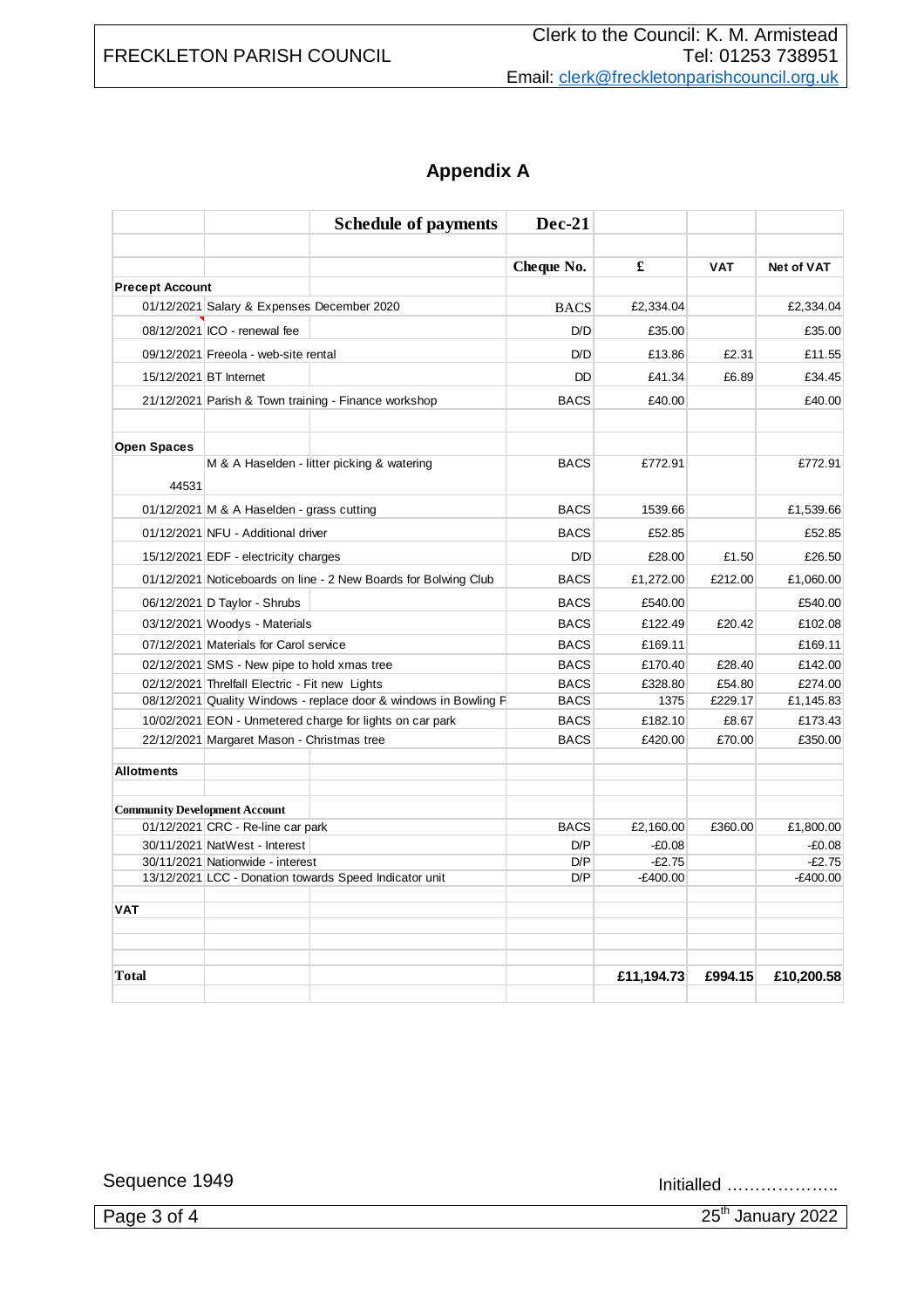## Appendix A

| | | Schedule of payments | Dec-21 | | | |
|---|---|---|---|---|---|---|
| | | | Cheque No. | £ | VAT | Net of VAT |
| **Precept Account** | | | | | | |
| | 01/12/2021 | Salary & Expenses December 2020 | BACS | £2,334.04 | | £2,334.04 |
| | 08/12/2021 | ICO - renewal fee | D/D | £35.00 | | £35.00 |
| | 09/12/2021 | Freeola - web-site rental | D/D | £13.86 | £2.31 | £11.55 |
| | 15/12/2021 | BT Internet | DD | £41.34 | £6.89 | £34.45 |
| | 21/12/2021 | Parish & Town training - Finance workshop | BACS | £40.00 | | £40.00 |
| **Open Spaces** | | | | | | |
| | 44531 | M & A Haselden - litter picking & watering | BACS | £772.91 | | £772.91 |
| | 01/12/2021 | M & A Haselden - grass cutting | BACS | 1539.66 | | £1,539.66 |
| | 01/12/2021 | NFU - Additional driver | BACS | £52.85 | | £52.85 |
| | 15/12/2021 | EDF - electricity charges | D/D | £28.00 | £1.50 | £26.50 |
| | 01/12/2021 | Noticeboards on line - 2 New Boards for Bolwing Club | BACS | £1,272.00 | £212.00 | £1,060.00 |
| | 06/12/2021 | D Taylor - Shrubs | BACS | £540.00 | | £540.00 |
| | 03/12/2021 | Woodys - Materials | BACS | £122.49 | £20.42 | £102.08 |
| | 07/12/2021 | Materials for Carol service | BACS | £169.11 | | £169.11 |
| | 02/12/2021 | SMS - New pipe to hold xmas tree | BACS | £170.40 | £28.40 | £142.00 |
| | 02/12/2021 | Threlfall Electric - Fit new Lights | BACS | £328.80 | £54.80 | £274.00 |
| | 08/12/2021 | Quality Windows - replace door & windows in Bowling F | BACS | 1375 | £229.17 | £1,145.83 |
| | 10/02/2021 | EON - Unmetered charge for lights on car park | BACS | £182.10 | £8.67 | £173.43 |
| | 22/12/2021 | Margaret Mason - Christmas tree | BACS | £420.00 | £70.00 | £350.00 |
| **Allotments** | | | | | | |
| **Community Development Account** | | | | | | |
| | 01/12/2021 | CRC - Re-line car park | BACS | £2,160.00 | £360.00 | £1,800.00 |
| | 30/11/2021 | NatWest - Interest | D/P | -£0.08 | | -£0.08 |
| | 30/11/2021 | Nationwide - interest | D/P | -£2.75 | | -£2.75 |
| | 13/12/2021 | LCC - Donation towards Speed Indicator unit | D/P | -£400.00 | | -£400.00 |
| **VAT** | | | | | | |
| **Total** | | | | **£11,194.73** | **£994.15** | **£10,200.58** |

Sequence 1949

Initialled ………………..

25th January 2022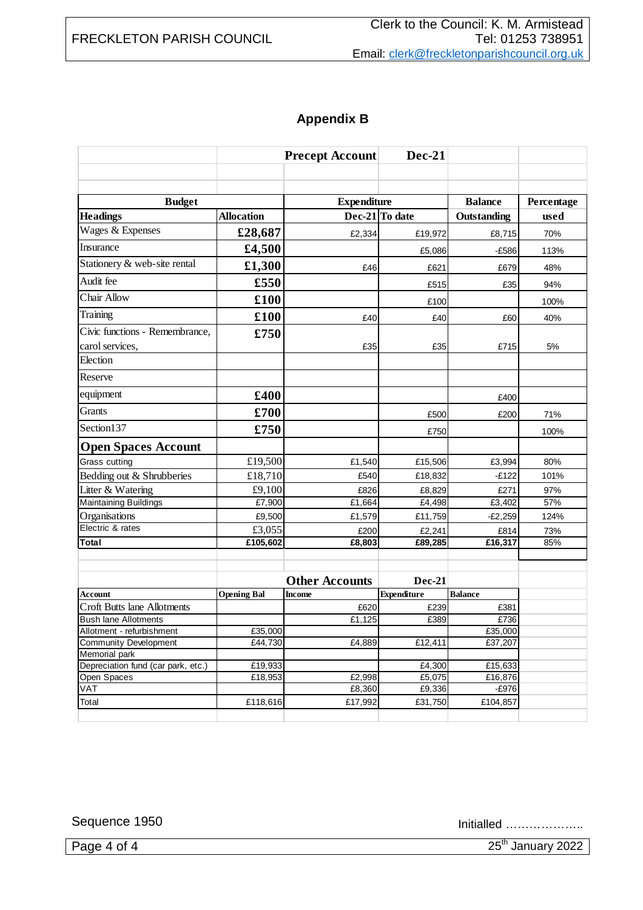## Appendix B

| | | Precept Account | Dec-21 | | |
|---|---|---|---|---|---|
| **Budget** | | **Expenditure** | | **Balance** | **Percentage** |
| **Headings** | **Allocation** | Dec-21 | To date | **Outstanding** | **used** |
| Wages & Expenses | £28,687 | £2,334 | £19,972 | £8,715 | 70% |
| Insurance | £4,500 | | £5,086 | -£586 | 113% |
| Stationery & web-site rental | £1,300 | £46 | £621 | £679 | 48% |
| Audit fee | £550 | | £515 | £35 | 94% |
| Chair Allow | £100 | | £100 | | 100% |
| Training | £100 | £40 | £40 | £60 | 40% |
| Civic functions - Remembrance, carol services, | £750 | £35 | £35 | £715 | 5% |
| Election | | | | | |
| Reserve | | | | | |
| equipment | £400 | | | £400 | |
| Grants | £700 | | £500 | £200 | 71% |
| Section137 | £750 | | £750 | | 100% |
| **Open Spaces Account** | | | | | |
| Grass cutting | £19,500 | £1,540 | £15,506 | £3,994 | 80% |
| Bedding out & Shrubberies | £18,710 | £540 | £18,832 | -£122 | 101% |
| Litter & Watering | £9,100 | £826 | £8,829 | £271 | 97% |
| Maintaining Buildings | £7,900 | £1,664 | £4,498 | £3,402 | 57% |
| Organisations | £9,500 | £1,579 | £11,759 | -£2,259 | 124% |
| Electric & rates | £3,055 | £200 | £2,241 | £814 | 73% |
| **Total** | **£105,602** | **£8,803** | **£89,285** | **£16,317** | 85% |

| | | Other Accounts | Dec-21 | |
|---|---|---|---|---|
| **Account** | **Opening Bal** | **Income** | **Expenditure** | **Balance** |
| Croft Butts lane Allotments | | £620 | £239 | £381 |
| Bush lane Allotments | | £1,125 | £389 | £736 |
| Allotment - refurbishment | £35,000 | | | £35,000 |
| Community Development | £44,730 | £4,889 | £12,411 | £37,207 |
| Memorial park | | | | |
| Depreciation fund (car park, etc.) | £19,933 | | £4,300 | £15,633 |
| Open Spaces | £18,953 | £2,998 | £5,075 | £16,876 |
| VAT | | £8,360 | £9,336 | -£976 |
| Total | £118,616 | £17,992 | £31,750 | £104,857 |

Sequence 1950

Initialled ………………..